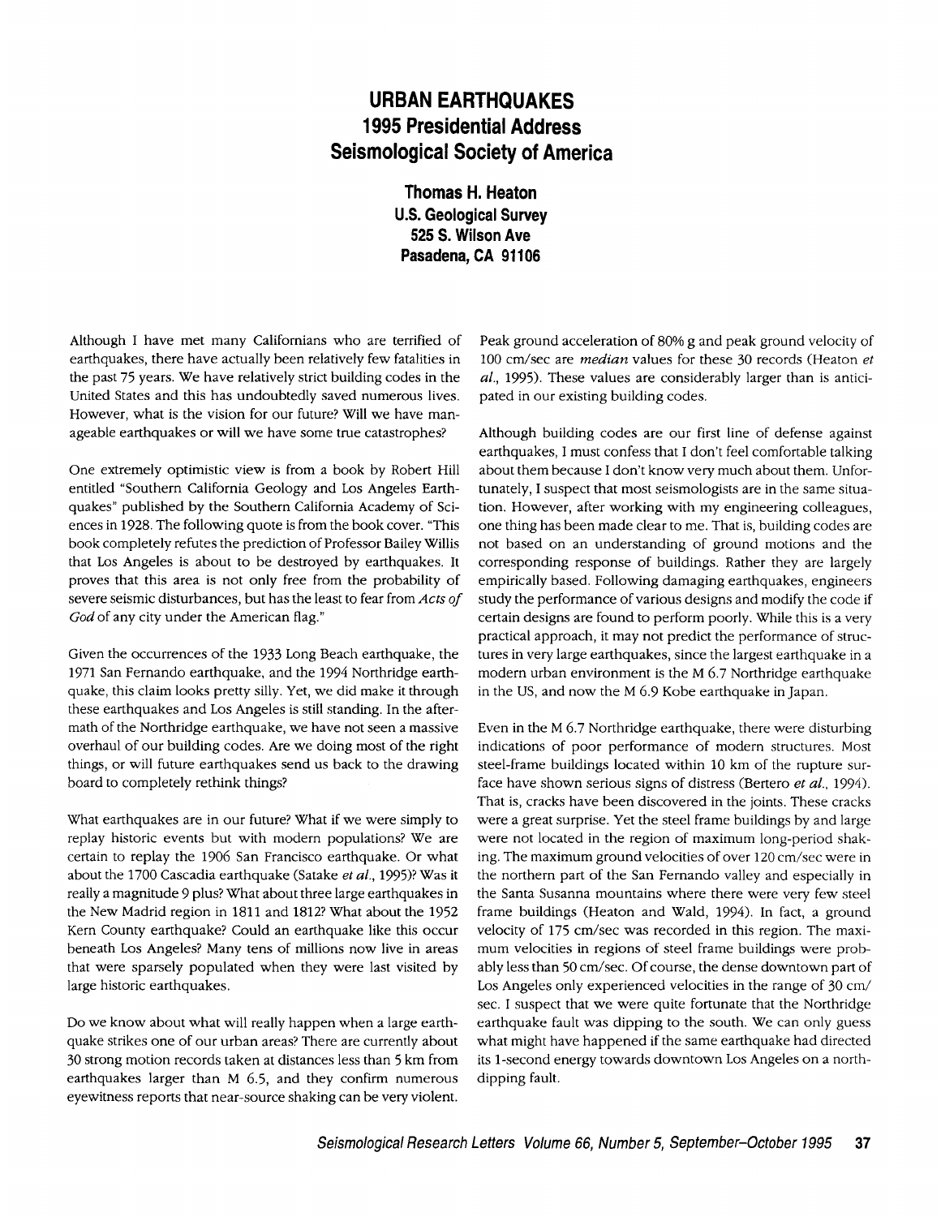# URBAN EARTHQUAKES
# 1995 Presidential Address
# Seismological Society of America

**Thomas H. Heaton**
**U.S. Geological Survey**
**525 S. Wilson Ave**
**Pasadena, CA 91106**

Although I have met many Californians who are terrified of earthquakes, there have actually been relatively few fatalities in the past 75 years. We have relatively strict building codes in the United States and this has undoubtedly saved numerous lives. However, what is the vision for our future? Will we have manageable earthquakes or will we have some true catastrophes?

One extremely optimistic view is from a book by Robert Hill entitled "Southern California Geology and Los Angeles Earthquakes" published by the Southern California Academy of Sciences in 1928. The following quote is from the book cover. "This book completely refutes the prediction of Professor Bailey Willis that Los Angeles is about to be destroyed by earthquakes. It proves that this area is not only free from the probability of severe seismic disturbances, but has the least to fear from *Acts of God* of any city under the American flag."

Given the occurrences of the 1933 Long Beach earthquake, the 1971 San Fernando earthquake, and the 1994 Northridge earthquake, this claim looks pretty silly. Yet, we did make it through these earthquakes and Los Angeles is still standing. In the aftermath of the Northridge earthquake, we have not seen a massive overhaul of our building codes. Are we doing most of the right things, or will future earthquakes send us back to the drawing board to completely rethink things?

What earthquakes are in our future? What if we were simply to replay historic events but with modern populations? We are certain to replay the 1906 San Francisco earthquake. Or what about the 1700 Cascadia earthquake (Satake *et al.*, 1995)? Was it really a magnitude 9 plus? What about three large earthquakes in the New Madrid region in 1811 and 1812? What about the 1952 Kern County earthquake? Could an earthquake like this occur beneath Los Angeles? Many tens of millions now live in areas that were sparsely populated when they were last visited by large historic earthquakes.

Do we know about what will really happen when a large earthquake strikes one of our urban areas? There are currently about 30 strong motion records taken at distances less than 5 km from earthquakes larger than M 6.5, and they confirm numerous eyewitness reports that near-source shaking can be very violent. Peak ground acceleration of 80% g and peak ground velocity of 100 cm/sec are *median* values for these 30 records (Heaton *et al.*, 1995). These values are considerably larger than is anticipated in our existing building codes.

Although building codes are our first line of defense against earthquakes, I must confess that I don't feel comfortable talking about them because I don't know very much about them. Unfortunately, I suspect that most seismologists are in the same situation. However, after working with my engineering colleagues, one thing has been made clear to me. That is, building codes are not based on an understanding of ground motions and the corresponding response of buildings. Rather they are largely empirically based. Following damaging earthquakes, engineers study the performance of various designs and modify the code if certain designs are found to perform poorly. While this is a very practical approach, it may not predict the performance of structures in very large earthquakes, since the largest earthquake in a modern urban environment is the M 6.7 Northridge earthquake in the US, and now the M 6.9 Kobe earthquake in Japan.

Even in the M 6.7 Northridge earthquake, there were disturbing indications of poor performance of modern structures. Most steel-frame buildings located within 10 km of the rupture surface have shown serious signs of distress (Bertero *et al.*, 1994). That is, cracks have been discovered in the joints. These cracks were a great surprise. Yet the steel frame buildings by and large were not located in the region of maximum long-period shaking. The maximum ground velocities of over 120 cm/sec were in the northern part of the San Fernando valley and especially in the Santa Susanna mountains where there were very few steel frame buildings (Heaton and Wald, 1994). In fact, a ground velocity of 175 cm/sec was recorded in this region. The maximum velocities in regions of steel frame buildings were probably less than 50 cm/sec. Of course, the dense downtown part of Los Angeles only experienced velocities in the range of 30 cm/sec. I suspect that we were quite fortunate that the Northridge earthquake fault was dipping to the south. We can only guess what might have happened if the same earthquake had directed its 1-second energy towards downtown Los Angeles on a north-dipping fault.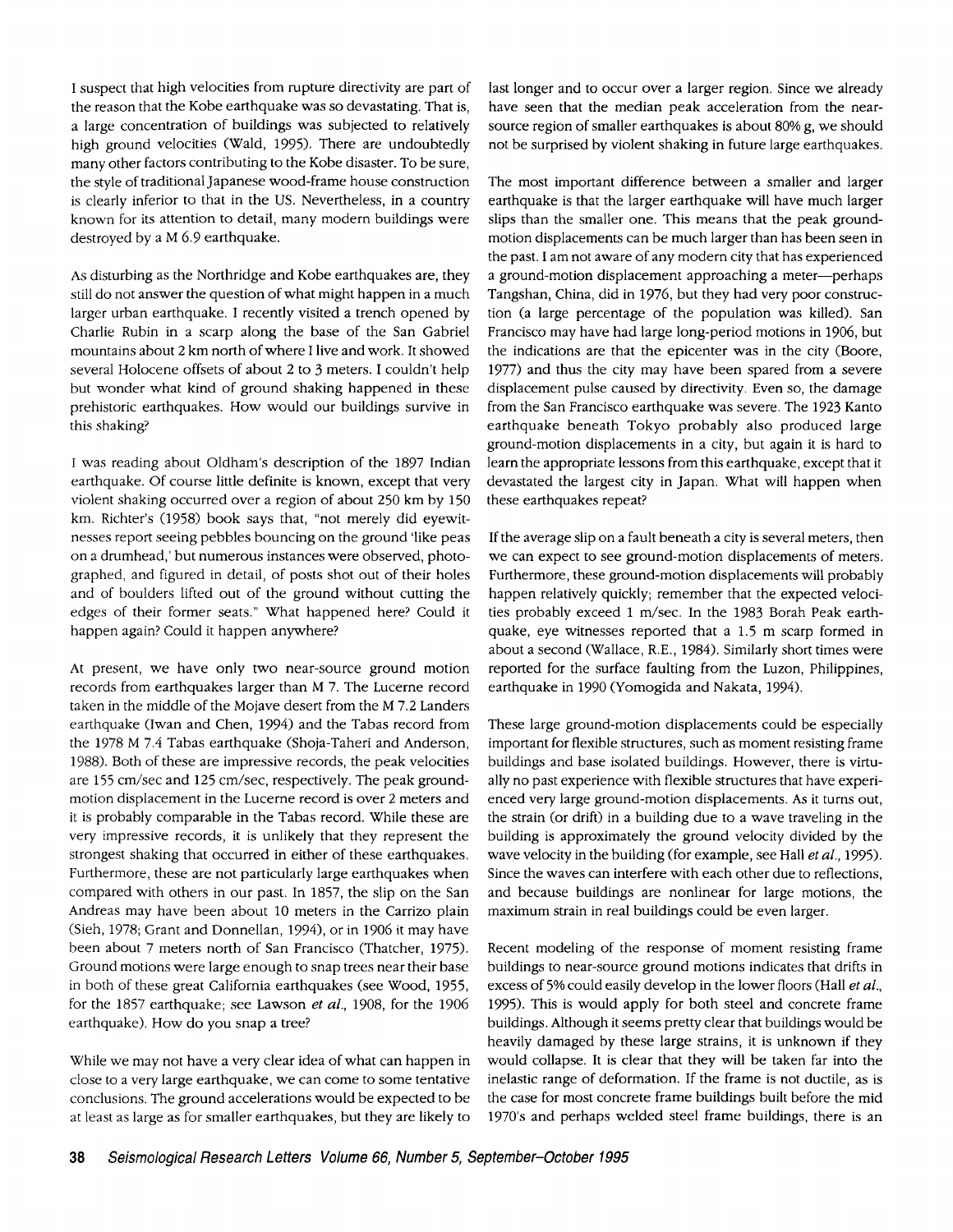I suspect that high velocities from rupture directivity are part of the reason that the Kobe earthquake was so devastating. That is, a large concentration of buildings was subjected to relatively high ground velocities (Wald, 1995). There are undoubtedly many other factors contributing to the Kobe disaster. To be sure, the style of traditional Japanese wood-frame house construction is clearly inferior to that in the US. Nevertheless, in a country known for its attention to detail, many modern buildings were destroyed by a M 6.9 earthquake.

As disturbing as the Northridge and Kobe earthquakes are, they still do not answer the question of what might happen in a much larger urban earthquake. I recently visited a trench opened by Charlie Rubin in a scarp along the base of the San Gabriel mountains about 2 km north of where I live and work. It showed several Holocene offsets of about 2 to 3 meters. I couldn't help but wonder what kind of ground shaking happened in these prehistoric earthquakes. How would our buildings survive in this shaking?

I was reading about Oldham's description of the 1897 Indian earthquake. Of course little definite is known, except that very violent shaking occurred over a region of about 250 km by 150 km. Richter's (1958) book says that, "not merely did eyewitnesses report seeing pebbles bouncing on the ground 'like peas on a drumhead,' but numerous instances were observed, photographed, and figured in detail, of posts shot out of their holes and of boulders lifted out of the ground without cutting the edges of their former seats." What happened here? Could it happen again? Could it happen anywhere?

At present, we have only two near-source ground motion records from earthquakes larger than M 7. The Lucerne record taken in the middle of the Mojave desert from the M 7.2 Landers earthquake (Iwan and Chen, 1994) and the Tabas record from the 1978 M 7.4 Tabas earthquake (Shoja-Taheri and Anderson, 1988). Both of these are impressive records, the peak velocities are 155 cm/sec and 125 cm/sec, respectively. The peak ground-motion displacement in the Lucerne record is over 2 meters and it is probably comparable in the Tabas record. While these are very impressive records, it is unlikely that they represent the strongest shaking that occurred in either of these earthquakes. Furthermore, these are not particularly large earthquakes when compared with others in our past. In 1857, the slip on the San Andreas may have been about 10 meters in the Carrizo plain (Sieh, 1978; Grant and Donnellan, 1994), or in 1906 it may have been about 7 meters north of San Francisco (Thatcher, 1975). Ground motions were large enough to snap trees near their base in both of these great California earthquakes (see Wood, 1955, for the 1857 earthquake; see Lawson *et al.*, 1908, for the 1906 earthquake). How do you snap a tree?

While we may not have a very clear idea of what can happen in close to a very large earthquake, we can come to some tentative conclusions. The ground accelerations would be expected to be at least as large as for smaller earthquakes, but they are likely to last longer and to occur over a larger region. Since we already have seen that the median peak acceleration from the near-source region of smaller earthquakes is about 80% g, we should not be surprised by violent shaking in future large earthquakes.

The most important difference between a smaller and larger earthquake is that the larger earthquake will have much larger slips than the smaller one. This means that the peak ground-motion displacements can be much larger than has been seen in the past. I am not aware of any modern city that has experienced a ground-motion displacement approaching a meter—perhaps Tangshan, China, did in 1976, but they had very poor construction (a large percentage of the population was killed). San Francisco may have had large long-period motions in 1906, but the indications are that the epicenter was in the city (Boore, 1977) and thus the city may have been spared from a severe displacement pulse caused by directivity. Even so, the damage from the San Francisco earthquake was severe. The 1923 Kanto earthquake beneath Tokyo probably also produced large ground-motion displacements in a city, but again it is hard to learn the appropriate lessons from this earthquake, except that it devastated the largest city in Japan. What will happen when these earthquakes repeat?

If the average slip on a fault beneath a city is several meters, then we can expect to see ground-motion displacements of meters. Furthermore, these ground-motion displacements will probably happen relatively quickly; remember that the expected velocities probably exceed 1 m/sec. In the 1983 Borah Peak earthquake, eye witnesses reported that a 1.5 m scarp formed in about a second (Wallace, R.E., 1984). Similarly short times were reported for the surface faulting from the Luzon, Philippines, earthquake in 1990 (Yomogida and Nakata, 1994).

These large ground-motion displacements could be especially important for flexible structures, such as moment resisting frame buildings and base isolated buildings. However, there is virtually no past experience with flexible structures that have experienced very large ground-motion displacements. As it turns out, the strain (or drift) in a building due to a wave traveling in the building is approximately the ground velocity divided by the wave velocity in the building (for example, see Hall *et al.*, 1995). Since the waves can interfere with each other due to reflections, and because buildings are nonlinear for large motions, the maximum strain in real buildings could be even larger.

Recent modeling of the response of moment resisting frame buildings to near-source ground motions indicates that drifts in excess of 5% could easily develop in the lower floors (Hall *et al.*, 1995). This is would apply for both steel and concrete frame buildings. Although it seems pretty clear that buildings would be heavily damaged by these large strains, it is unknown if they would collapse. It is clear that they will be taken far into the inelastic range of deformation. If the frame is not ductile, as is the case for most concrete frame buildings built before the mid 1970's and perhaps welded steel frame buildings, there is an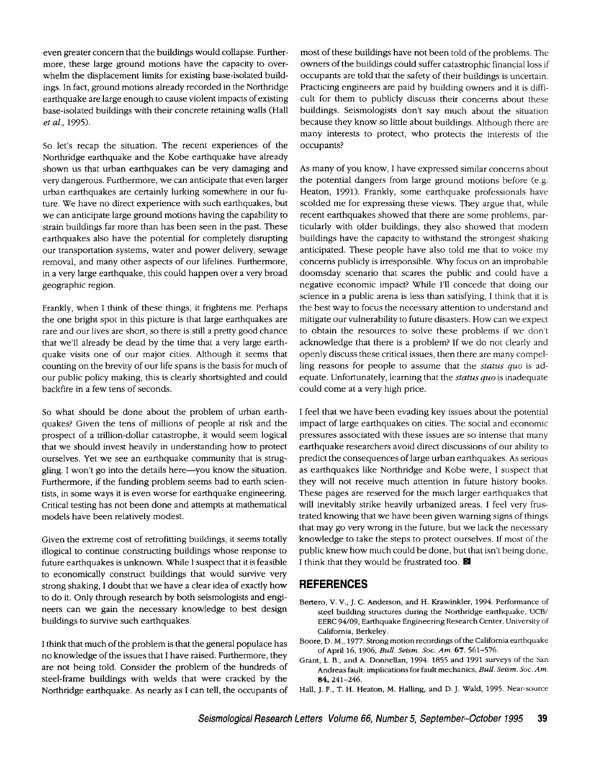even greater concern that the buildings would collapse. Furthermore, these large ground motions have the capacity to overwhelm the displacement limits for existing base-isolated buildings. In fact, ground motions already recorded in the Northridge earthquake are large enough to cause violent impacts of existing base-isolated buildings with their concrete retaining walls (Hall *et al.*, 1995).

So let's recap the situation. The recent experiences of the Northridge earthquake and the Kobe earthquake have already shown us that urban earthquakes can be very damaging and very dangerous. Furthermore, we can anticipate that even larger urban earthquakes are certainly lurking somewhere in our future. We have no direct experience with such earthquakes, but we can anticipate large ground motions having the capability to strain buildings far more than has been seen in the past. These earthquakes also have the potential for completely disrupting our transportation systems, water and power delivery, sewage removal, and many other aspects of our lifelines. Furthermore, in a very large earthquake, this could happen over a very broad geographic region.

Frankly, when I think of these things, it frightens me. Perhaps the one bright spot in this picture is that large earthquakes are rare and our lives are short, so there is still a pretty good chance that we'll already be dead by the time that a very large earthquake visits one of our major cities. Although it seems that counting on the brevity of our life spans is the basis for much of our public policy making, this is clearly shortsighted and could backfire in a few tens of seconds.

So what should be done about the problem of urban earthquakes? Given the tens of millions of people at risk and the prospect of a trillion-dollar catastrophe, it would seem logical that we should invest heavily in understanding how to protect ourselves. Yet we see an earthquake community that is struggling. I won't go into the details here—you know the situation. Furthermore, if the funding problem seems bad to earth scientists, in some ways it is even worse for earthquake engineering. Critical testing has not been done and attempts at mathematical models have been relatively modest.

Given the extreme cost of retrofitting buildings, it seems totally illogical to continue constructing buildings whose response to future earthquakes is unknown. While I suspect that it is feasible to economically construct buildings that would survive very strong shaking, I doubt that we have a clear idea of exactly how to do it. Only through research by both seismologists and engineers can we gain the necessary knowledge to best design buildings to survive such earthquakes.

I think that much of the problem is that the general populace has no knowledge of the issues that I have raised. Furthermore, they are not being told. Consider the problem of the hundreds of steel-frame buildings with welds that were cracked by the Northridge earthquake. As nearly as I can tell, the occupants of most of these buildings have not been told of the problems. The owners of the buildings could suffer catastrophic financial loss if occupants are told that the safety of their buildings is uncertain. Practicing engineers are paid by building owners and it is difficult for them to publicly discuss their concerns about these buildings. Seismologists don't say much about the situation because they know so little about buildings. Although there are many interests to protect, who protects the interests of the occupants?

As many of you know, I have expressed similar concerns about the potential dangers from large ground motions before (e.g. Heaton, 1991). Frankly, some earthquake professionals have scolded me for expressing these views. They argue that, while recent earthquakes showed that there are some problems, particularly with older buildings, they also showed that modern buildings have the capacity to withstand the strongest shaking anticipated. These people have also told me that to voice my concerns publicly is irresponsible. Why focus on an improbable doomsday scenario that scares the public and could have a negative economic impact? While I'll concede that doing our science in a public arena is less than satisfying, I think that it is the best way to focus the necessary attention to understand and mitigate our vulnerability to future disasters. How can we expect to obtain the resources to solve these problems if we don't acknowledge that there is a problem? If we do not clearly and openly discuss these critical issues, then there are many compelling reasons for people to assume that the *status quo* is adequate. Unfortunately, learning that the *status quo* is inadequate could come at a very high price.

I feel that we have been evading key issues about the potential impact of large earthquakes on cities. The social and economic pressures associated with these issues are so intense that many earthquake researchers avoid direct discussions of our ability to predict the consequences of large urban earthquakes. As serious as earthquakes like Northridge and Kobe were, I suspect that they will not receive much attention in future history books. These pages are reserved for the much larger earthquakes that will inevitably strike heavily urbanized areas. I feel very frustrated knowing that we have been given warning signs of things that may go very wrong in the future, but we lack the necessary knowledge to take the steps to protect ourselves. If most of the public knew how much could be done, but that isn't being done, I think that they would be frustrated too.

## REFERENCES

Bertero, V. V., J. C. Anderson, and H. Krawinkler, 1994. Performance of steel building structures during the Northridge earthquake, UCB/EERC 94/09, Earthquake Engineering Research Center, University of California, Berkeley.

Boore, D. M., 1977. Strong motion recordings of the California earthquake of April 16, 1906, *Bull. Seism. Soc. Am.* **67**, 561–576.

Grant, L. B., and A. Donnellan, 1994. 1855 and 1991 surveys of the San Andreas fault: implications for fault mechanics, *Bull. Seism. Soc. Am.* **84**, 241–246.

Hall, J. F., T. H. Heaton, M. Halling, and D. J. Wald, 1995. Near-source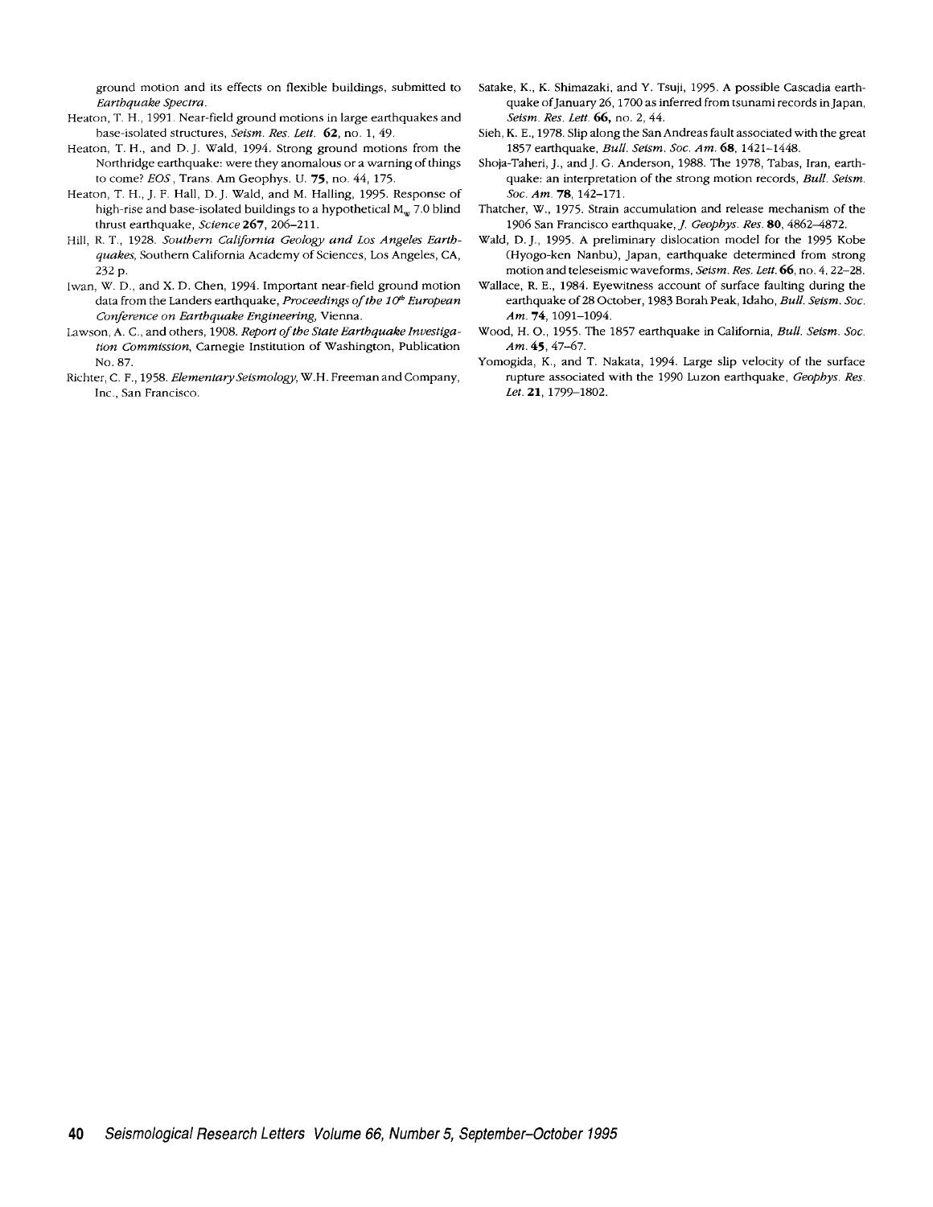ground motion and its effects on flexible buildings, submitted to *Earthquake Spectra*.

Heaton, T. H., 1991. Near-field ground motions in large earthquakes and base-isolated structures, *Seism. Res. Lett.* **62**, no. 1, 49.

Heaton, T. H., and D. J. Wald, 1994. Strong ground motions from the Northridge earthquake: were they anomalous or a warning of things to come? *EOS*, Trans. Am Geophys. U. **75**, no. 44, 175.

Heaton, T. H., J. F. Hall, D. J. Wald, and M. Halling, 1995. Response of high-rise and base-isolated buildings to a hypothetical $M_w$ 7.0 blind thrust earthquake, *Science* **267**, 206–211.

Hill, R. T., 1928. *Southern California Geology and Los Angeles Earthquakes*, Southern California Academy of Sciences, Los Angeles, CA, 232 p.

Iwan, W. D., and X. D. Chen, 1994. Important near-field ground motion data from the Landers earthquake, *Proceedings of the 10th European Conference on Earthquake Engineering*, Vienna.

Lawson, A. C., and others, 1908. *Report of the State Earthquake Investigation Commission*, Carnegie Institution of Washington, Publication No. 87.

Richter, C. F., 1958. *Elementary Seismology*, W.H. Freeman and Company, Inc., San Francisco.

Satake, K., K. Shimazaki, and Y. Tsuji, 1995. A possible Cascadia earthquake of January 26, 1700 as inferred from tsunami records in Japan, *Seism. Res. Lett.* **66**, no. 2, 44.

Sieh, K. E., 1978. Slip along the San Andreas fault associated with the great 1857 earthquake, *Bull. Seism. Soc. Am.* **68**, 1421–1448.

Shoja-Taheri, J., and J. G. Anderson, 1988. The 1978, Tabas, Iran, earthquake: an interpretation of the strong motion records, *Bull. Seism. Soc. Am.* **78**, 142–171.

Thatcher, W., 1975. Strain accumulation and release mechanism of the 1906 San Francisco earthquake, *J. Geophys. Res.* **80**, 4862–4872.

Wald, D. J., 1995. A preliminary dislocation model for the 1995 Kobe (Hyogo-ken Nanbu), Japan, earthquake determined from strong motion and teleseismic waveforms, *Seism. Res. Lett.* **66**, no. 4, 22–28.

Wallace, R. E., 1984. Eyewitness account of surface faulting during the earthquake of 28 October, 1983 Borah Peak, Idaho, *Bull. Seism. Soc. Am.* **74**, 1091–1094.

Wood, H. O., 1955. The 1857 earthquake in California, *Bull. Seism. Soc. Am.* **45**, 47–67.

Yomogida, K., and T. Nakata, 1994. Large slip velocity of the surface rupture associated with the 1990 Luzon earthquake, *Geophys. Res. Let.* **21**, 1799–1802.